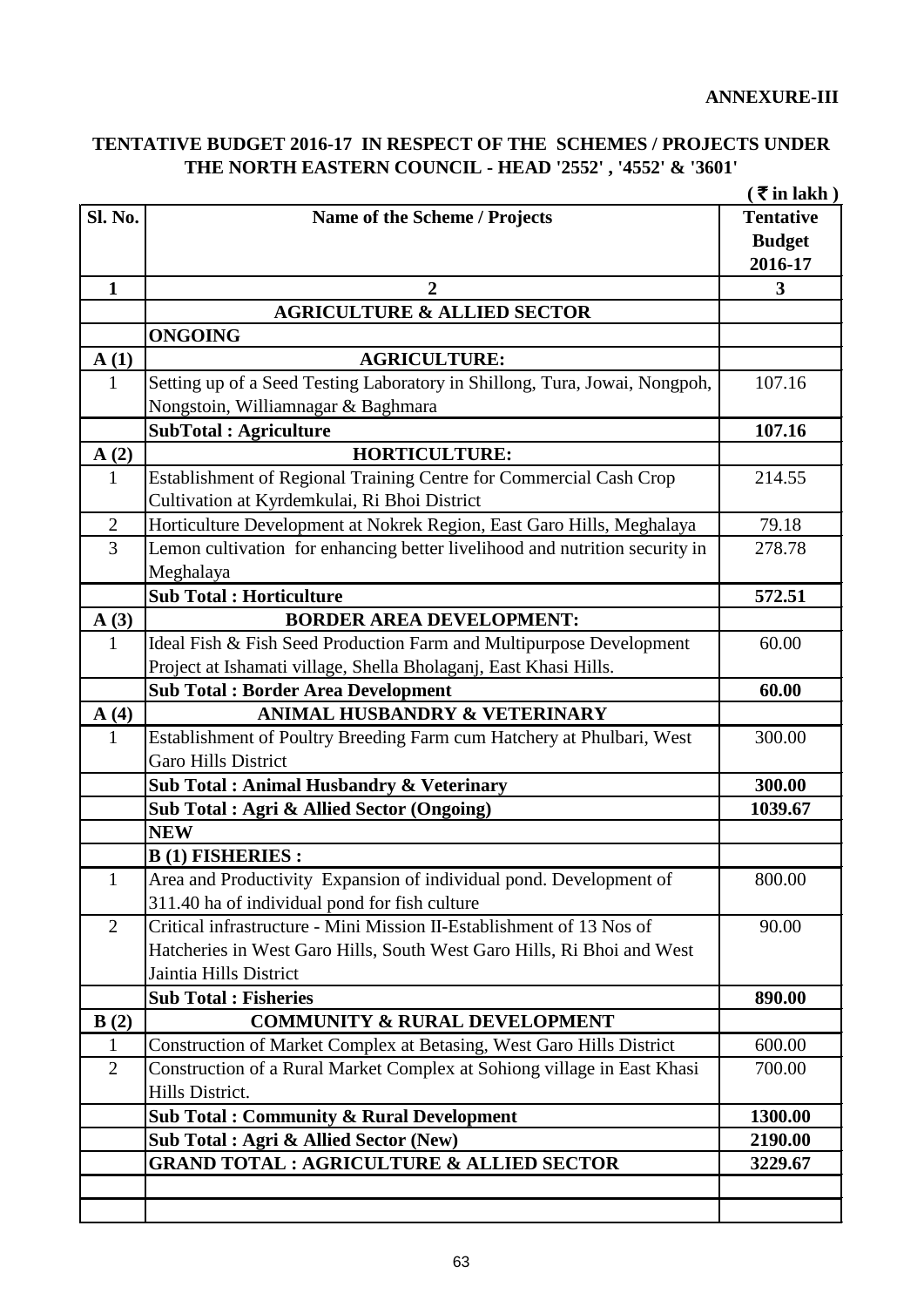**ANNEXURE-III**

## TENTATIVE BUDGET 2016-17 IN RESPECT OF THE SCHEMES / PROJECTS UNDER THE NORTH EASTERN COUNCIL - HEAD '2552' , '4552' & '3601'

( ₹ in lakh )

| Sl. No. | Name of the Scheme / Projects | Tentative Budget 2016-17 |
|---|---|---|
| 1 | 2 | 3 |
| | **AGRICULTURE & ALLIED SECTOR** | |
| | **ONGOING** | |
| **A (1)** | **AGRICULTURE:** | |
| 1 | Setting up of a Seed Testing Laboratory in Shillong, Tura, Jowai, Nongpoh, Nongstoin, Williamnagar & Baghmara | 107.16 |
| | **SubTotal : Agriculture** | **107.16** |
| **A (2)** | **HORTICULTURE:** | |
| 1 | Establishment of Regional Training Centre for Commercial Cash Crop Cultivation at Kyrdemkulai, Ri Bhoi District | 214.55 |
| 2 | Horticulture Development at Nokrek Region, East Garo Hills, Meghalaya | 79.18 |
| 3 | Lemon cultivation for enhancing better livelihood and nutrition security in Meghalaya | 278.78 |
| | **Sub Total : Horticulture** | **572.51** |
| **A (3)** | **BORDER AREA DEVELOPMENT:** | |
| 1 | Ideal Fish & Fish Seed Production Farm and Multipurpose Development Project at Ishamati village, Shella Bholaganj, East Khasi Hills. | 60.00 |
| | **Sub Total : Border Area Development** | **60.00** |
| **A (4)** | **ANIMAL HUSBANDRY & VETERINARY** | |
| 1 | Establishment of Poultry Breeding Farm cum Hatchery at Phulbari, West Garo Hills District | 300.00 |
| | **Sub Total : Animal Husbandry & Veterinary** | **300.00** |
| | **Sub Total : Agri & Allied Sector (Ongoing)** | **1039.67** |
| | **NEW** | |
| | **B (1) FISHERIES :** | |
| 1 | Area and Productivity Expansion of individual pond. Development of 311.40 ha of individual pond for fish culture | 800.00 |
| 2 | Critical infrastructure - Mini Mission II-Establishment of 13 Nos of Hatcheries in West Garo Hills, South West Garo Hills, Ri Bhoi and West Jaintia Hills District | 90.00 |
| | **Sub Total : Fisheries** | **890.00** |
| **B (2)** | **COMMUNITY & RURAL DEVELOPMENT** | |
| 1 | Construction of Market Complex at Betasing, West Garo Hills District | 600.00 |
| 2 | Construction of a Rural Market Complex at Sohiong village in East Khasi Hills District. | 700.00 |
| | **Sub Total : Community & Rural Development** | **1300.00** |
| | **Sub Total : Agri & Allied Sector (New)** | **2190.00** |
| | **GRAND TOTAL : AGRICULTURE & ALLIED SECTOR** | **3229.67** |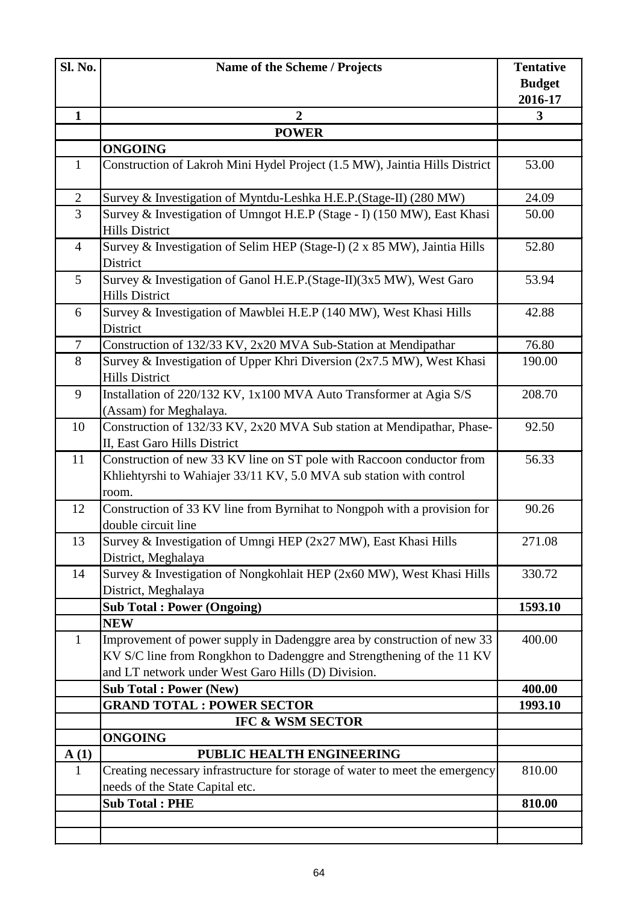| Sl. No. | Name of the Scheme / Projects | Tentative Budget 2016-17 |
|---|---|---|
| **1** | **2** | **3** |
| | **POWER** | |
| | **ONGOING** | |
| 1 | Construction of Lakroh Mini Hydel Project (1.5 MW), Jaintia Hills District | 53.00 |
| 2 | Survey & Investigation of Myntdu-Leshka H.E.P.(Stage-II) (280 MW) | 24.09 |
| 3 | Survey & Investigation of Umngot H.E.P (Stage - I) (150 MW), East Khasi Hills District | 50.00 |
| 4 | Survey & Investigation of Selim HEP (Stage-I) (2 x 85 MW), Jaintia Hills District | 52.80 |
| 5 | Survey & Investigation of Ganol H.E.P.(Stage-II)(3x5 MW), West Garo Hills District | 53.94 |
| 6 | Survey & Investigation of Mawblei H.E.P (140 MW), West Khasi Hills District | 42.88 |
| 7 | Construction of 132/33 KV, 2x20 MVA Sub-Station at Mendipathar | 76.80 |
| 8 | Survey & Investigation of Upper Khri Diversion (2x7.5 MW), West Khasi Hills District | 190.00 |
| 9 | Installation of 220/132 KV, 1x100 MVA Auto Transformer at Agia S/S (Assam) for Meghalaya. | 208.70 |
| 10 | Construction of 132/33 KV, 2x20 MVA Sub station at Mendipathar, Phase-II, East Garo Hills District | 92.50 |
| 11 | Construction of new 33 KV line on ST pole with Raccoon conductor from Khliehtyrshi to Wahiajer 33/11 KV, 5.0 MVA sub station with control room. | 56.33 |
| 12 | Construction of 33 KV line from Byrnihat to Nongpoh with a provision for double circuit line | 90.26 |
| 13 | Survey & Investigation of Umngi HEP (2x27 MW), East Khasi Hills District, Meghalaya | 271.08 |
| 14 | Survey & Investigation of Nongkohlait HEP (2x60 MW), West Khasi Hills District, Meghalaya | 330.72 |
| | **Sub Total : Power (Ongoing)** | **1593.10** |
| | **NEW** | |
| 1 | Improvement of power supply in Dadenggre area by construction of new 33 KV S/C line from Rongkhon to Dadenggre and Strengthening of the 11 KV and LT network under West Garo Hills (D) Division. | 400.00 |
| | **Sub Total : Power (New)** | **400.00** |
| | **GRAND TOTAL : POWER SECTOR** | **1993.10** |
| | **IFC & WSM SECTOR** | |
| | **ONGOING** | |
| **A (1)** | **PUBLIC HEALTH ENGINEERING** | |
| 1 | Creating necessary infrastructure for storage of water to meet the emergency needs of the State Capital etc. | 810.00 |
| | **Sub Total : PHE** | **810.00** |
| | | |
| | | |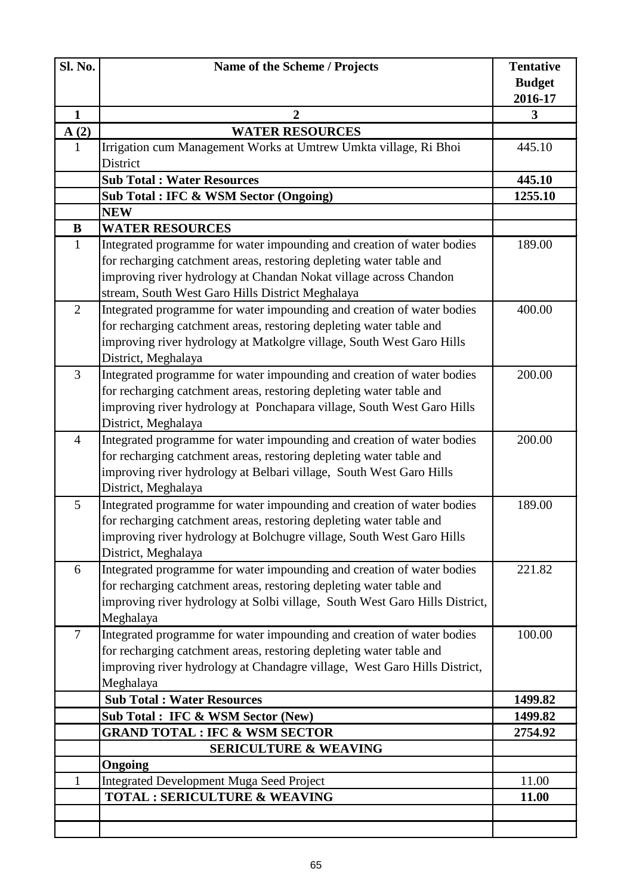| Sl. No. | Name of the Scheme / Projects | Tentative Budget 2016-17 |
|---|---|---|
| 1 | 2 | 3 |
| A (2) | **WATER RESOURCES** | |
| 1 | Irrigation cum Management Works at Umtrew Umkta village, Ri Bhoi District | 445.10 |
| | **Sub Total : Water Resources** | **445.10** |
| | **Sub Total : IFC & WSM Sector (Ongoing)** | **1255.10** |
| | **NEW** | |
| **B** | **WATER RESOURCES** | |
| 1 | Integrated programme for water impounding and creation of water bodies for recharging catchment areas, restoring depleting water table and improving river hydrology at Chandan Nokat village across Chandon stream, South West Garo Hills District Meghalaya | 189.00 |
| 2 | Integrated programme for water impounding and creation of water bodies for recharging catchment areas, restoring depleting water table and improving river hydrology at Matkolgre village, South West Garo Hills District, Meghalaya | 400.00 |
| 3 | Integrated programme for water impounding and creation of water bodies for recharging catchment areas, restoring depleting water table and improving river hydrology at Ponchapara village, South West Garo Hills District, Meghalaya | 200.00 |
| 4 | Integrated programme for water impounding and creation of water bodies for recharging catchment areas, restoring depleting water table and improving river hydrology at Belbari village, South West Garo Hills District, Meghalaya | 200.00 |
| 5 | Integrated programme for water impounding and creation of water bodies for recharging catchment areas, restoring depleting water table and improving river hydrology at Bolchugre village, South West Garo Hills District, Meghalaya | 189.00 |
| 6 | Integrated programme for water impounding and creation of water bodies for recharging catchment areas, restoring depleting water table and improving river hydrology at Solbi village, South West Garo Hills District, Meghalaya | 221.82 |
| 7 | Integrated programme for water impounding and creation of water bodies for recharging catchment areas, restoring depleting water table and improving river hydrology at Chandagre village, West Garo Hills District, Meghalaya | 100.00 |
| | **Sub Total : Water Resources** | **1499.82** |
| | **Sub Total : IFC & WSM Sector (New)** | **1499.82** |
| | **GRAND TOTAL : IFC & WSM SECTOR** | **2754.92** |
| | **SERICULTURE & WEAVING** | |
| | **Ongoing** | |
| 1 | Integrated Development Muga Seed Project | 11.00 |
| | **TOTAL : SERICULTURE & WEAVING** | **11.00** |
| | | |
| | | |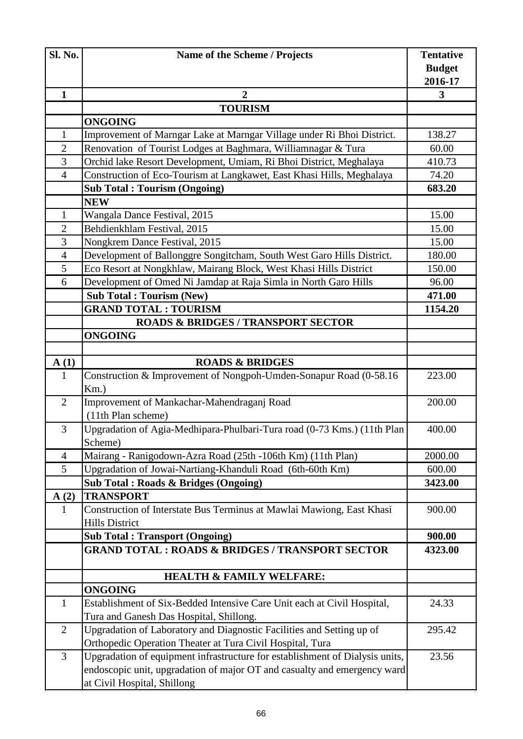| Sl. No. | Name of the Scheme / Projects | Tentative Budget 2016-17 |
|---|---|---|
| **1** | **2** | **3** |
| | **TOURISM** | |
| | **ONGOING** | |
| 1 | Improvement of Marngar Lake at Marngar Village under Ri Bhoi District. | 138.27 |
| 2 | Renovation of Tourist Lodges at Baghmara, Williamnagar & Tura | 60.00 |
| 3 | Orchid lake Resort Development, Umiam, Ri Bhoi District, Meghalaya | 410.73 |
| 4 | Construction of Eco-Tourism at Langkawet, East Khasi Hills, Meghalaya | 74.20 |
| | **Sub Total : Tourism (Ongoing)** | **683.20** |
| | **NEW** | |
| 1 | Wangala Dance Festival, 2015 | 15.00 |
| 2 | Behdienkhlam Festival, 2015 | 15.00 |
| 3 | Nongkrem Dance Festival, 2015 | 15.00 |
| 4 | Development of Ballonggre Songitcham, South West Garo Hills District. | 180.00 |
| 5 | Eco Resort at Nongkhlaw, Mairang Block, West Khasi Hills District | 150.00 |
| 6 | Development of Omed Ni Jamdap at Raja Simla in North Garo Hills | 96.00 |
| | **Sub Total : Tourism (New)** | **471.00** |
| | **GRAND TOTAL : TOURISM** | **1154.20** |
| | **ROADS & BRIDGES / TRANSPORT SECTOR** | |
| | **ONGOING** | |
| | | |
| **A (1)** | **ROADS & BRIDGES** | |
| 1 | Construction & Improvement of Nongpoh-Umden-Sonapur Road (0-58.16 Km.) | 223.00 |
| 2 | Improvement of Mankachar-Mahendraganj Road (11th Plan scheme) | 200.00 |
| 3 | Upgradation of Agia-Medhipara-Phulbari-Tura road (0-73 Kms.) (11th Plan Scheme) | 400.00 |
| 4 | Mairang - Ranigodown-Azra Road (25th -106th Km) (11th Plan) | 2000.00 |
| 5 | Upgradation of Jowai-Nartiang-Khanduli Road (6th-60th Km) | 600.00 |
| | **Sub Total : Roads & Bridges (Ongoing)** | **3423.00** |
| **A (2)** | **TRANSPORT** | |
| 1 | Construction of Interstate Bus Terminus at Mawlai Mawiong, East Khasi Hills District | 900.00 |
| | **Sub Total : Transport (Ongoing)** | **900.00** |
| | **GRAND TOTAL : ROADS & BRIDGES / TRANSPORT SECTOR** | **4323.00** |
| | **HEALTH & FAMILY WELFARE:** | |
| | **ONGOING** | |
| 1 | Establishment of Six-Bedded Intensive Care Unit each at Civil Hospital, Tura and Ganesh Das Hospital, Shillong. | 24.33 |
| 2 | Upgradation of Laboratory and Diagnostic Facilities and Setting up of Orthopedic Operation Theater at Tura Civil Hospital, Tura | 295.42 |
| 3 | Upgradation of equipment infrastructure for establishment of Dialysis units, endoscopic unit, upgradation of major OT and casualty and emergency ward at Civil Hospital, Shillong | 23.56 |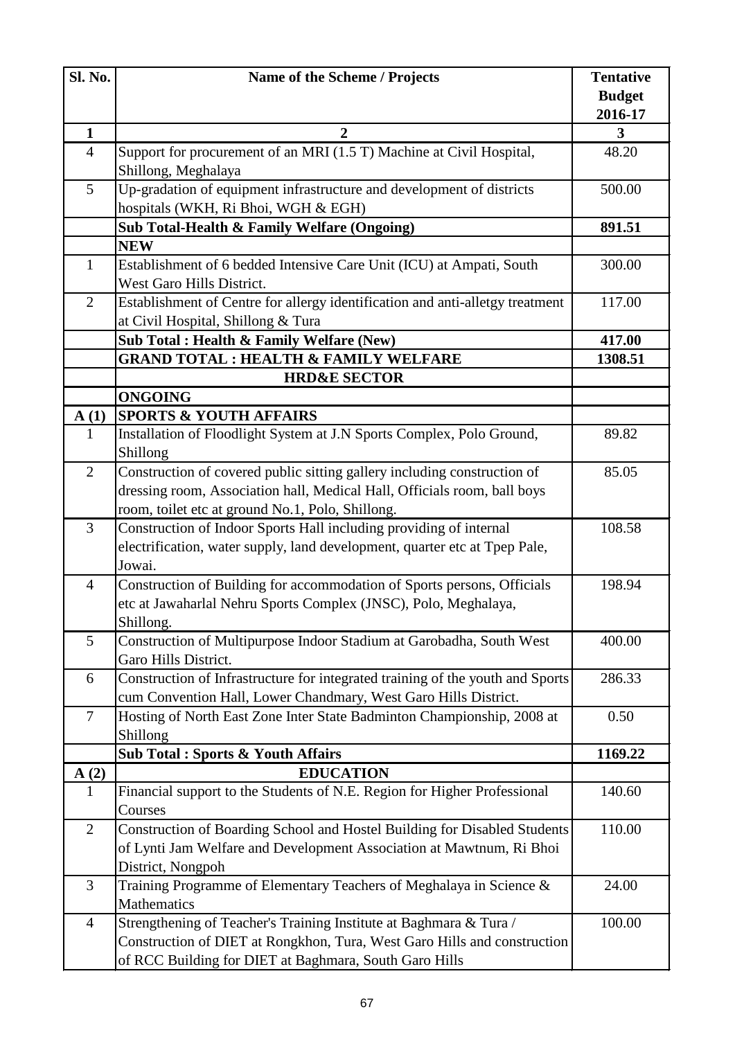| Sl. No. | Name of the Scheme / Projects | Tentative Budget 2016-17 |
|---|---|---|
| 1 | 2 | 3 |
| 4 | Support for procurement of an MRI (1.5 T) Machine at Civil Hospital, Shillong, Meghalaya | 48.20 |
| 5 | Up-gradation of equipment infrastructure and development of districts hospitals (WKH, Ri Bhoi, WGH & EGH) | 500.00 |
| | **Sub Total-Health & Family Welfare (Ongoing)** | **891.51** |
| | **NEW** | |
| 1 | Establishment of 6 bedded Intensive Care Unit (ICU) at Ampati, South West Garo Hills District. | 300.00 |
| 2 | Establishment of Centre for allergy identification and anti-alletgy treatment at Civil Hospital, Shillong & Tura | 117.00 |
| | **Sub Total : Health & Family Welfare (New)** | **417.00** |
| | **GRAND TOTAL : HEALTH & FAMILY WELFARE** | **1308.51** |
| | **HRD&E SECTOR** | |
| | **ONGOING** | |
| **A (1)** | **SPORTS & YOUTH AFFAIRS** | |
| 1 | Installation of Floodlight System at J.N Sports Complex, Polo Ground, Shillong | 89.82 |
| 2 | Construction of covered public sitting gallery including construction of dressing room, Association hall, Medical Hall, Officials room, ball boys room, toilet etc at ground No.1, Polo, Shillong. | 85.05 |
| 3 | Construction of Indoor Sports Hall including providing of internal electrification, water supply, land development, quarter etc at Tpep Pale, Jowai. | 108.58 |
| 4 | Construction of Building for accommodation of Sports persons, Officials etc at Jawaharlal Nehru Sports Complex (JNSC), Polo, Meghalaya, Shillong. | 198.94 |
| 5 | Construction of Multipurpose Indoor Stadium at Garobadha, South West Garo Hills District. | 400.00 |
| 6 | Construction of Infrastructure for integrated training of the youth and Sports cum Convention Hall, Lower Chandmary, West Garo Hills District. | 286.33 |
| 7 | Hosting of North East Zone Inter State Badminton Championship, 2008 at Shillong | 0.50 |
| | **Sub Total : Sports & Youth Affairs** | **1169.22** |
| **A (2)** | **EDUCATION** | |
| 1 | Financial support to the Students of N.E. Region for Higher Professional Courses | 140.60 |
| 2 | Construction of Boarding School and Hostel Building for Disabled Students of Lynti Jam Welfare and Development Association at Mawtnum, Ri Bhoi District, Nongpoh | 110.00 |
| 3 | Training Programme of Elementary Teachers of Meghalaya in Science & Mathematics | 24.00 |
| 4 | Strengthening of Teacher's Training Institute at Baghmara & Tura / Construction of DIET at Rongkhon, Tura, West Garo Hills and construction of RCC Building for DIET at Baghmara, South Garo Hills | 100.00 |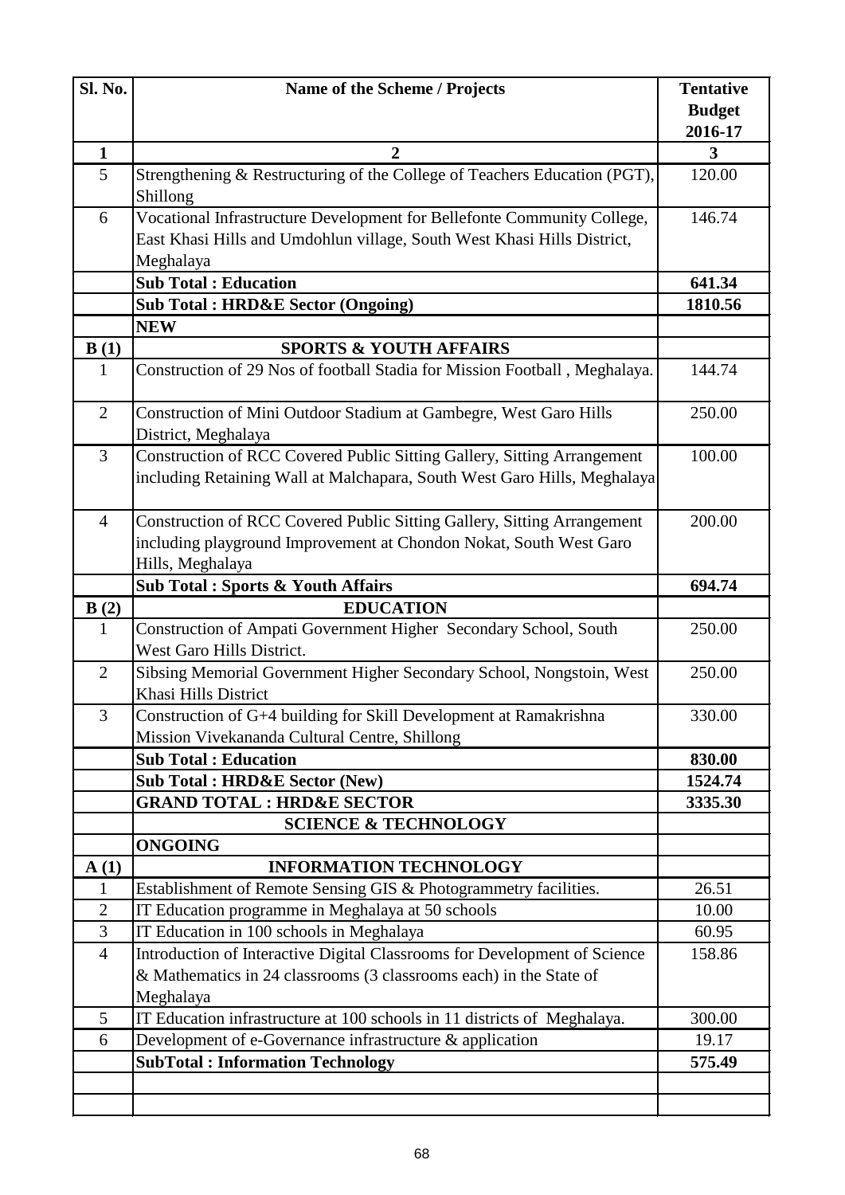| Sl. No. | Name of the Scheme / Projects | Tentative Budget 2016-17 |
|---|---|---|
| **1** | **2** | **3** |
| 5 | Strengthening & Restructuring of the College of Teachers Education (PGT), Shillong | 120.00 |
| 6 | Vocational Infrastructure Development for Bellefonte Community College, East Khasi Hills and Umdohlun village, South West Khasi Hills District, Meghalaya | 146.74 |
| | **Sub Total : Education** | **641.34** |
| | **Sub Total : HRD&E Sector (Ongoing)** | **1810.56** |
| | **NEW** | |
| **B (1)** | **SPORTS & YOUTH AFFAIRS** | |
| 1 | Construction of 29 Nos of football Stadia for Mission Football , Meghalaya. | 144.74 |
| 2 | Construction of Mini Outdoor Stadium at Gambegre, West Garo Hills District, Meghalaya | 250.00 |
| 3 | Construction of RCC Covered Public Sitting Gallery, Sitting Arrangement including Retaining Wall at Malchapara, South West Garo Hills, Meghalaya | 100.00 |
| 4 | Construction of RCC Covered Public Sitting Gallery, Sitting Arrangement including playground Improvement at Chondon Nokat, South West Garo Hills, Meghalaya | 200.00 |
| | **Sub Total : Sports & Youth Affairs** | **694.74** |
| **B (2)** | **EDUCATION** | |
| 1 | Construction of Ampati Government Higher Secondary School, South West Garo Hills District. | 250.00 |
| 2 | Sibsing Memorial Government Higher Secondary School, Nongstoin, West Khasi Hills District | 250.00 |
| 3 | Construction of G+4 building for Skill Development at Ramakrishna Mission Vivekananda Cultural Centre, Shillong | 330.00 |
| | **Sub Total : Education** | **830.00** |
| | **Sub Total : HRD&E Sector (New)** | **1524.74** |
| | **GRAND TOTAL : HRD&E SECTOR** | **3335.30** |
| | **SCIENCE & TECHNOLOGY** | |
| | **ONGOING** | |
| **A (1)** | **INFORMATION TECHNOLOGY** | |
| 1 | Establishment of Remote Sensing GIS & Photogrammetry facilities. | 26.51 |
| 2 | IT Education programme in Meghalaya at 50 schools | 10.00 |
| 3 | IT Education in 100 schools in Meghalaya | 60.95 |
| 4 | Introduction of Interactive Digital Classrooms for Development of Science & Mathematics in 24 classrooms (3 classrooms each) in the State of Meghalaya | 158.86 |
| 5 | IT Education infrastructure at 100 schools in 11 districts of Meghalaya. | 300.00 |
| 6 | Development of e-Governance infrastructure & application | 19.17 |
| | **SubTotal : Information Technology** | **575.49** |
| | | |
| | | |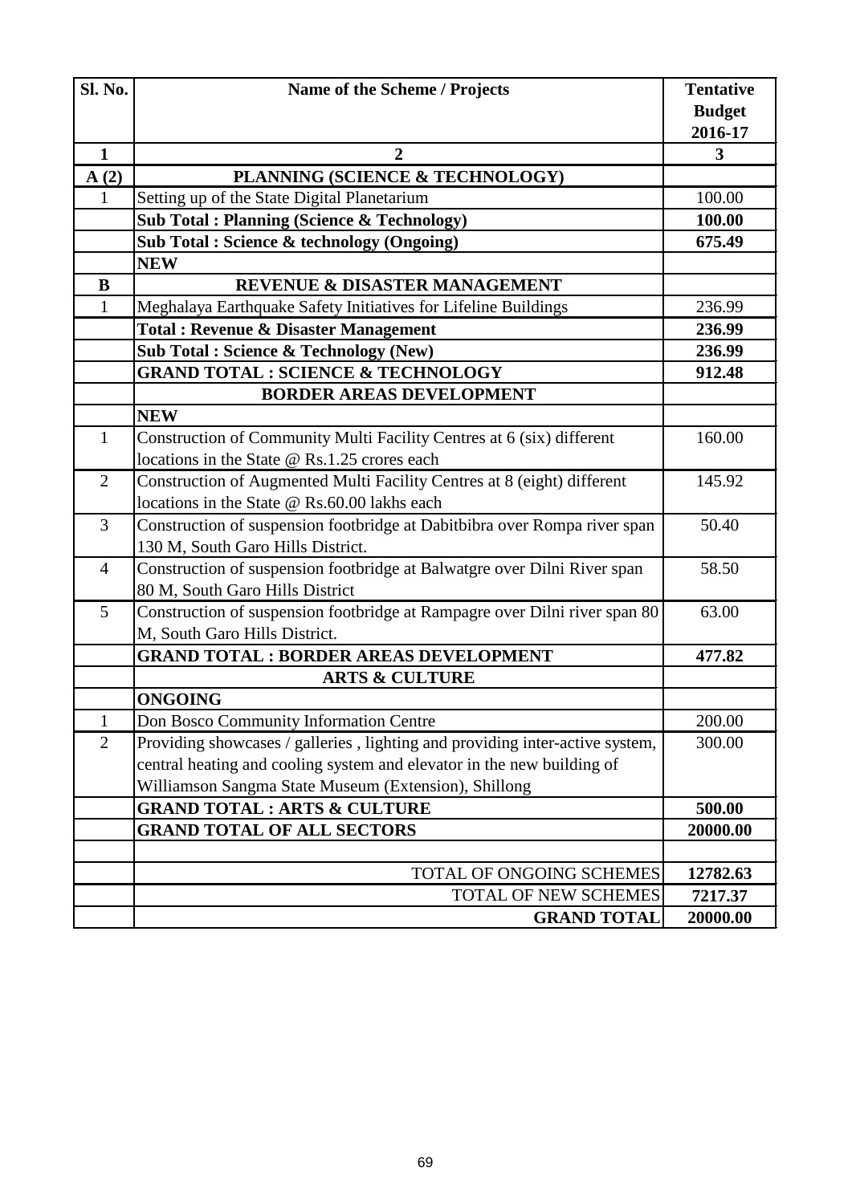| Sl. No. | Name of the Scheme / Projects | Tentative Budget 2016-17 |
|---|---|---|
| **1** | **2** | **3** |
| **A (2)** | **PLANNING (SCIENCE & TECHNOLOGY)** | |
| 1 | Setting up of the State Digital Planetarium | 100.00 |
| | **Sub Total : Planning (Science & Technology)** | **100.00** |
| | **Sub Total : Science & technology (Ongoing)** | **675.49** |
| | **NEW** | |
| **B** | **REVENUE & DISASTER MANAGEMENT** | |
| 1 | Meghalaya Earthquake Safety Initiatives for Lifeline Buildings | 236.99 |
| | **Total : Revenue & Disaster Management** | **236.99** |
| | **Sub Total : Science & Technology (New)** | **236.99** |
| | **GRAND TOTAL : SCIENCE & TECHNOLOGY** | **912.48** |
| | **BORDER AREAS DEVELOPMENT** | |
| | **NEW** | |
| 1 | Construction of Community Multi Facility Centres at 6 (six) different locations in the State @ Rs.1.25 crores each | 160.00 |
| 2 | Construction of Augmented Multi Facility Centres at 8 (eight) different locations in the State @ Rs.60.00 lakhs each | 145.92 |
| 3 | Construction of suspension footbridge at Dabitbibra over Rompa river span 130 M, South Garo Hills District. | 50.40 |
| 4 | Construction of suspension footbridge at Balwatgre over Dilni River span 80 M, South Garo Hills District | 58.50 |
| 5 | Construction of suspension footbridge at Rampagre over Dilni river span 80 M, South Garo Hills District. | 63.00 |
| | **GRAND TOTAL : BORDER AREAS DEVELOPMENT** | **477.82** |
| | **ARTS & CULTURE** | |
| | **ONGOING** | |
| 1 | Don Bosco Community Information Centre | 200.00 |
| 2 | Providing showcases / galleries , lighting and providing inter-active system, central heating and cooling system and elevator in the new building of Williamson Sangma State Museum (Extension), Shillong | 300.00 |
| | **GRAND TOTAL : ARTS & CULTURE** | **500.00** |
| | **GRAND TOTAL OF ALL SECTORS** | **20000.00** |
| | | |
| | TOTAL OF ONGOING SCHEMES | **12782.63** |
| | TOTAL OF NEW SCHEMES | **7217.37** |
| | **GRAND TOTAL** | **20000.00** |